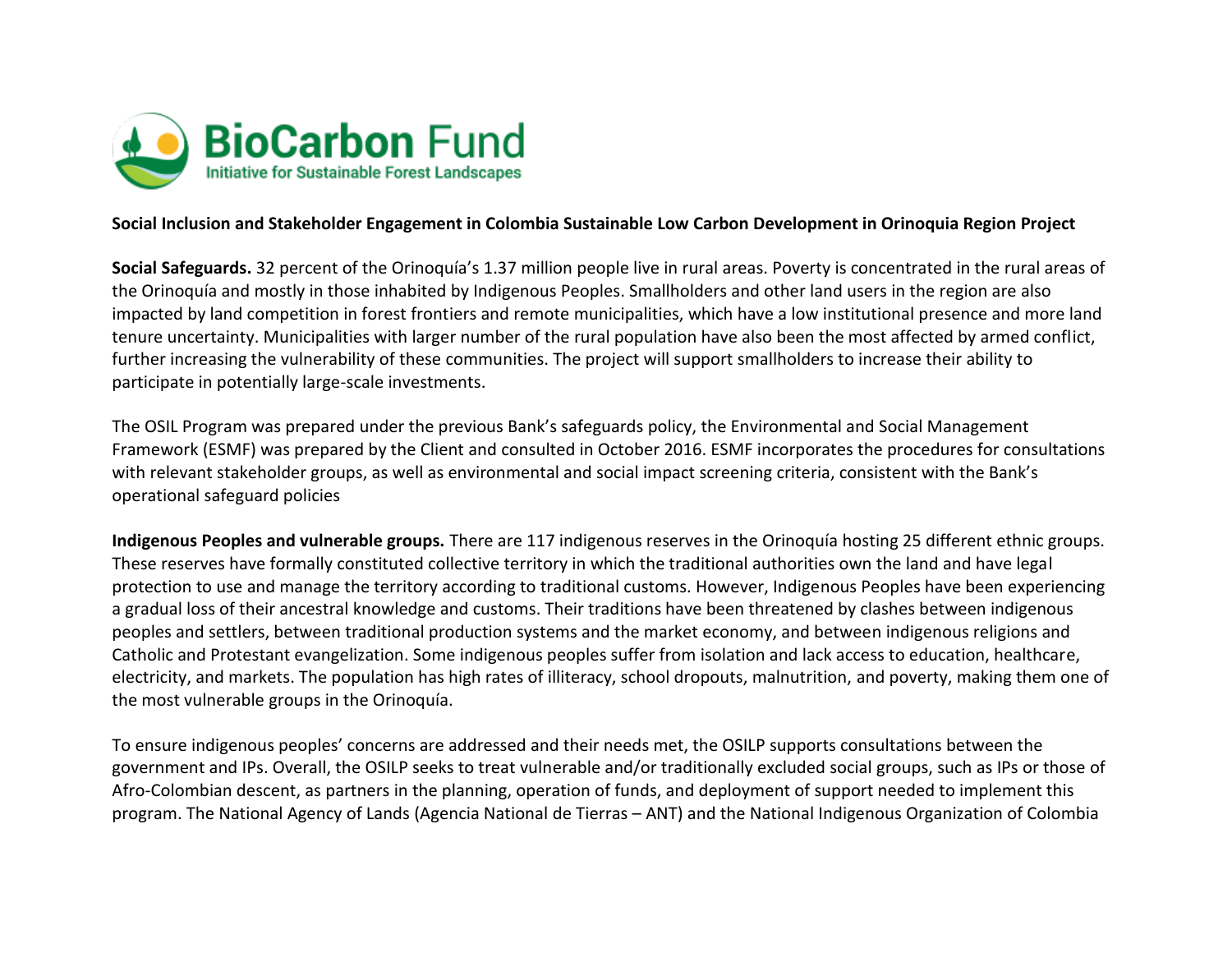BioCarbon Fund
Initiative for Sustainable Forest Landscapes

**Social Inclusion and Stakeholder Engagement in Colombia Sustainable Low Carbon Development in Orinoquia Region Project**

**Social Safeguards.** 32 percent of the Orinoquía's 1.37 million people live in rural areas. Poverty is concentrated in the rural areas of the Orinoquía and mostly in those inhabited by Indigenous Peoples. Smallholders and other land users in the region are also impacted by land competition in forest frontiers and remote municipalities, which have a low institutional presence and more land tenure uncertainty. Municipalities with larger number of the rural population have also been the most affected by armed conflict, further increasing the vulnerability of these communities. The project will support smallholders to increase their ability to participate in potentially large-scale investments.

The OSIL Program was prepared under the previous Bank's safeguards policy, the Environmental and Social Management Framework (ESMF) was prepared by the Client and consulted in October 2016. ESMF incorporates the procedures for consultations with relevant stakeholder groups, as well as environmental and social impact screening criteria, consistent with the Bank's operational safeguard policies

**Indigenous Peoples and vulnerable groups.** There are 117 indigenous reserves in the Orinoquía hosting 25 different ethnic groups. These reserves have formally constituted collective territory in which the traditional authorities own the land and have legal protection to use and manage the territory according to traditional customs. However, Indigenous Peoples have been experiencing a gradual loss of their ancestral knowledge and customs. Their traditions have been threatened by clashes between indigenous peoples and settlers, between traditional production systems and the market economy, and between indigenous religions and Catholic and Protestant evangelization. Some indigenous peoples suffer from isolation and lack access to education, healthcare, electricity, and markets. The population has high rates of illiteracy, school dropouts, malnutrition, and poverty, making them one of the most vulnerable groups in the Orinoquía.

To ensure indigenous peoples' concerns are addressed and their needs met, the OSILP supports consultations between the government and IPs. Overall, the OSILP seeks to treat vulnerable and/or traditionally excluded social groups, such as IPs or those of Afro-Colombian descent, as partners in the planning, operation of funds, and deployment of support needed to implement this program. The National Agency of Lands (Agencia National de Tierras – ANT) and the National Indigenous Organization of Colombia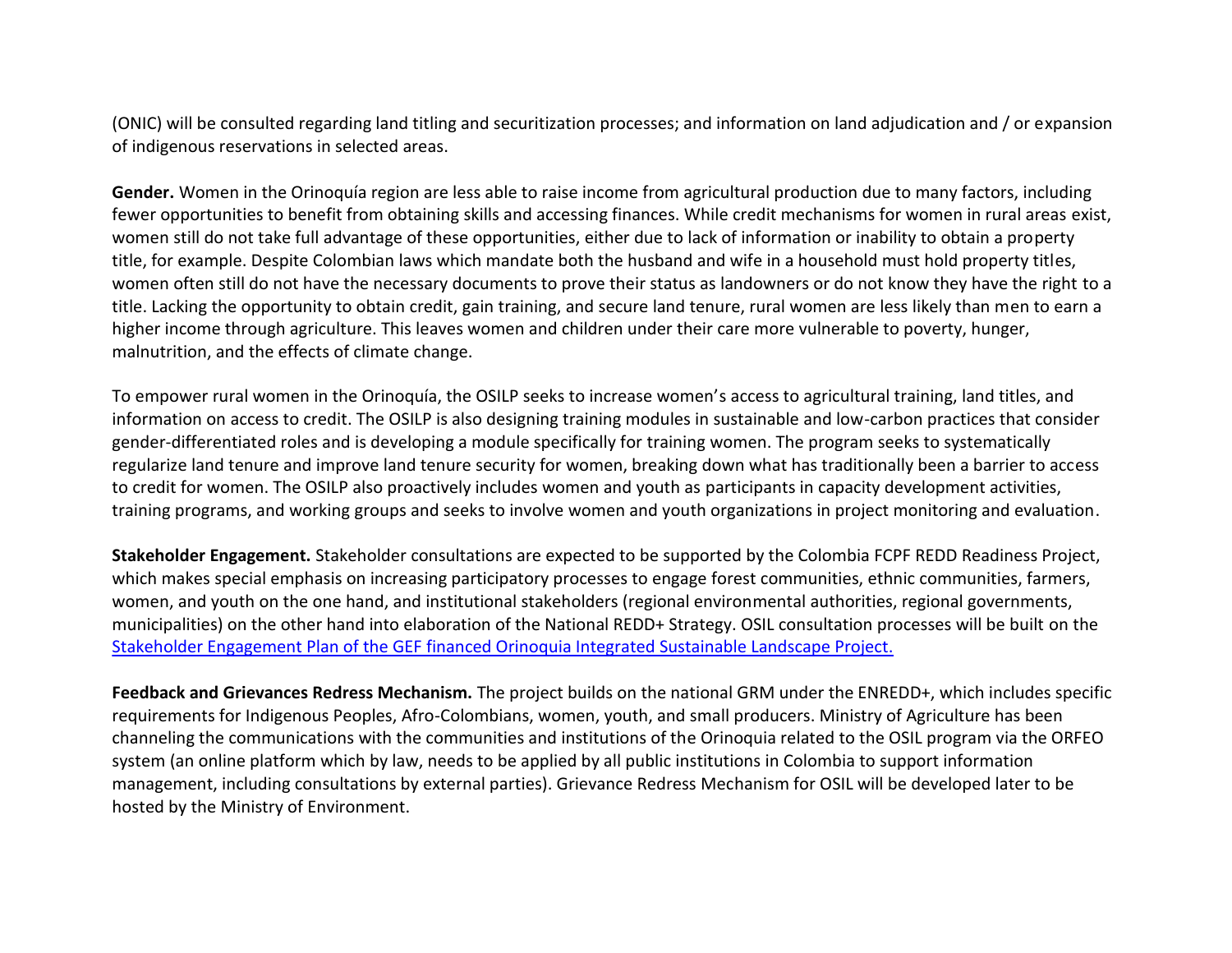(ONIC) will be consulted regarding land titling and securitization processes; and information on land adjudication and / or expansion of indigenous reservations in selected areas.

**Gender.** Women in the Orinoquía region are less able to raise income from agricultural production due to many factors, including fewer opportunities to benefit from obtaining skills and accessing finances. While credit mechanisms for women in rural areas exist, women still do not take full advantage of these opportunities, either due to lack of information or inability to obtain a property title, for example. Despite Colombian laws which mandate both the husband and wife in a household must hold property titles, women often still do not have the necessary documents to prove their status as landowners or do not know they have the right to a title. Lacking the opportunity to obtain credit, gain training, and secure land tenure, rural women are less likely than men to earn a higher income through agriculture. This leaves women and children under their care more vulnerable to poverty, hunger, malnutrition, and the effects of climate change.

To empower rural women in the Orinoquía, the OSILP seeks to increase women's access to agricultural training, land titles, and information on access to credit. The OSILP is also designing training modules in sustainable and low-carbon practices that consider gender-differentiated roles and is developing a module specifically for training women. The program seeks to systematically regularize land tenure and improve land tenure security for women, breaking down what has traditionally been a barrier to access to credit for women. The OSILP also proactively includes women and youth as participants in capacity development activities, training programs, and working groups and seeks to involve women and youth organizations in project monitoring and evaluation.

**Stakeholder Engagement.** Stakeholder consultations are expected to be supported by the Colombia FCPF REDD Readiness Project, which makes special emphasis on increasing participatory processes to engage forest communities, ethnic communities, farmers, women, and youth on the one hand, and institutional stakeholders (regional environmental authorities, regional governments, municipalities) on the other hand into elaboration of the National REDD+ Strategy. OSIL consultation processes will be built on the Stakeholder Engagement Plan of the GEF financed Orinoquia Integrated Sustainable Landscape Project.

**Feedback and Grievances Redress Mechanism.** The project builds on the national GRM under the ENREDD+, which includes specific requirements for Indigenous Peoples, Afro-Colombians, women, youth, and small producers. Ministry of Agriculture has been channeling the communications with the communities and institutions of the Orinoquia related to the OSIL program via the ORFEO system (an online platform which by law, needs to be applied by all public institutions in Colombia to support information management, including consultations by external parties). Grievance Redress Mechanism for OSIL will be developed later to be hosted by the Ministry of Environment.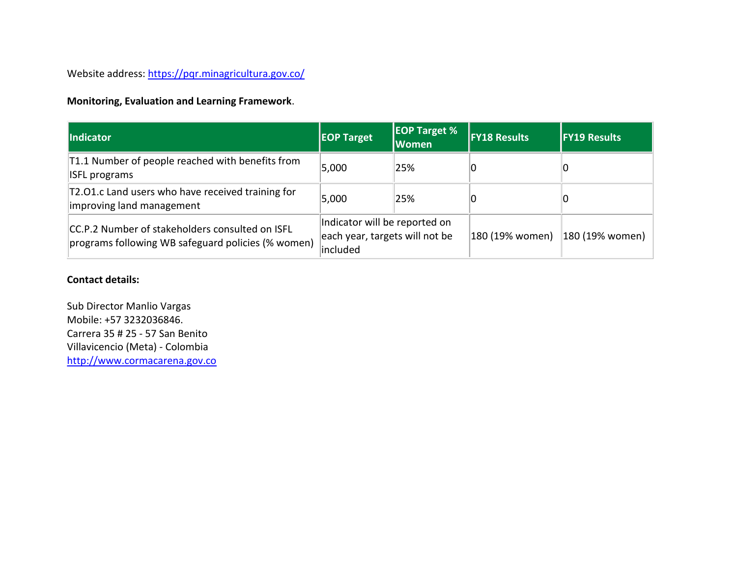Website address: https://pqr.minagricultura.gov.co/

**Monitoring, Evaluation and Learning Framework**.

| Indicator | EOP Target | EOP Target % Women | FY18 Results | FY19 Results |
|---|---|---|---|---|
| T1.1 Number of people reached with benefits from ISFL programs | 5,000 | 25% | 0 | 0 |
| T2.O1.c Land users who have received training for improving land management | 5,000 | 25% | 0 | 0 |
| CC.P.2 Number of stakeholders consulted on ISFL programs following WB safeguard policies (% women) | Indicator will be reported on each year, targets will not be included | | 180 (19% women) | 180 (19% women) |

**Contact details:**

Sub Director Manlio Vargas
Mobile: +57 3232036846.
Carrera 35 # 25 - 57 San Benito
Villavicencio (Meta) - Colombia
http://www.cormacarena.gov.co